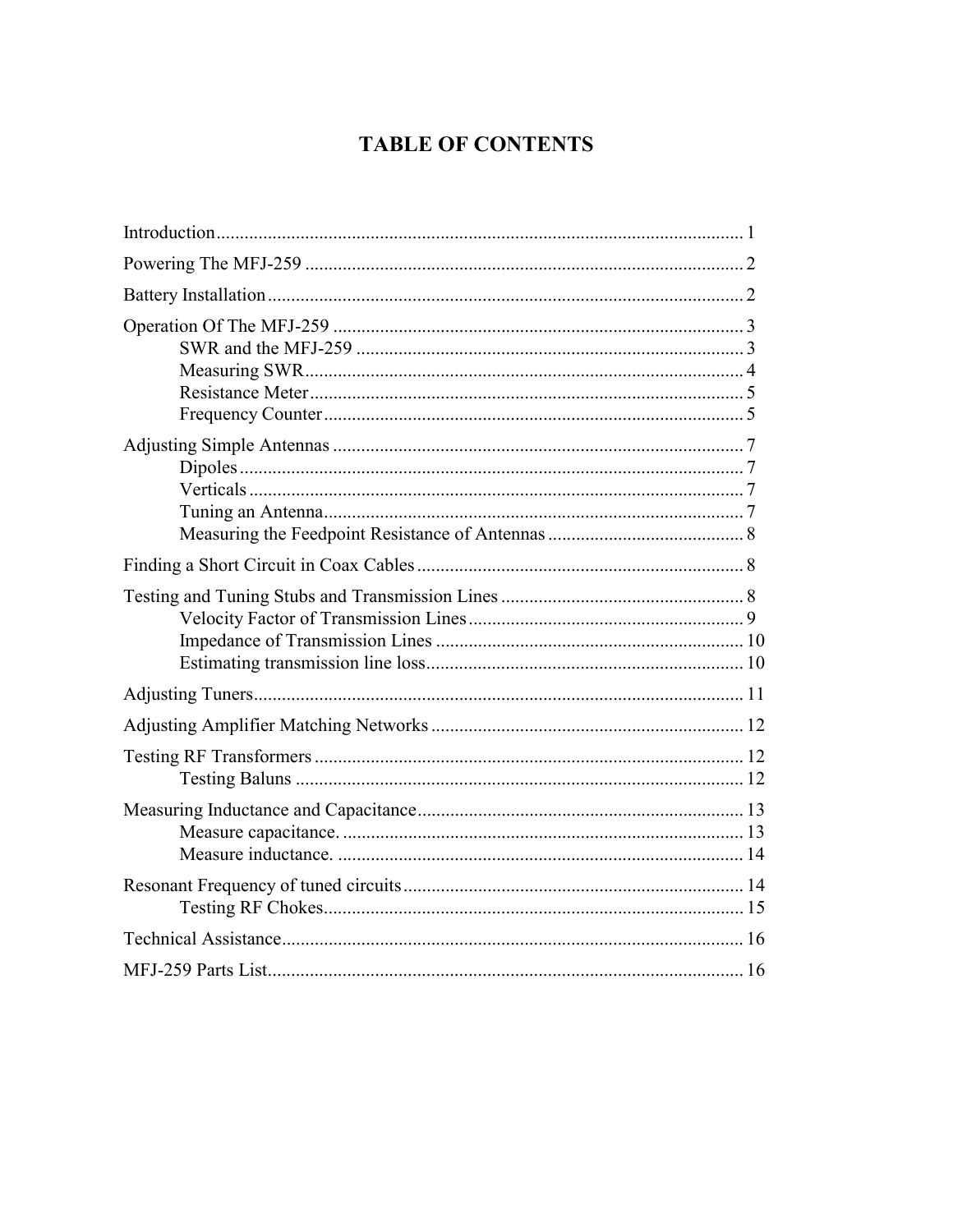# TABLE OF CONTENTS

Introduction ........................................................................................................ 1

Powering The MFJ-259 ........................................................................................ 2

Battery Installation ............................................................................................... 2

Operation Of The MFJ-259 .................................................................................. 3
- SWR and the MFJ-259 .................................................................................. 3
- Measuring SWR .............................................................................................. 4
- Resistance Meter ............................................................................................ 5
- Frequency Counter ......................................................................................... 5

Adjusting Simple Antennas .................................................................................. 7
- Dipoles ........................................................................................................... 7
- Verticals ......................................................................................................... 7
- Tuning an Antenna ......................................................................................... 7
- Measuring the Feedpoint Resistance of Antennas .......................................... 8

Finding a Short Circuit in Coax Cables ................................................................ 8

Testing and Tuning Stubs and Transmission Lines .............................................. 8
- Velocity Factor of Transmission Lines ........................................................... 9
- Impedance of Transmission Lines ................................................................ 10
- Estimating transmission line loss .................................................................. 10

Adjusting Tuners ................................................................................................. 11

Adjusting Amplifier Matching Networks ............................................................ 12

Testing RF Transformers ..................................................................................... 12
- Testing Baluns ............................................................................................... 12

Measuring Inductance and Capacitance ............................................................... 13
- Measure capacitance. ..................................................................................... 13
- Measure inductance. ...................................................................................... 14

Resonant Frequency of tuned circuits .................................................................. 14
- Testing RF Chokes ......................................................................................... 15

Technical Assistance ............................................................................................ 16

MFJ-259 Parts List ............................................................................................... 16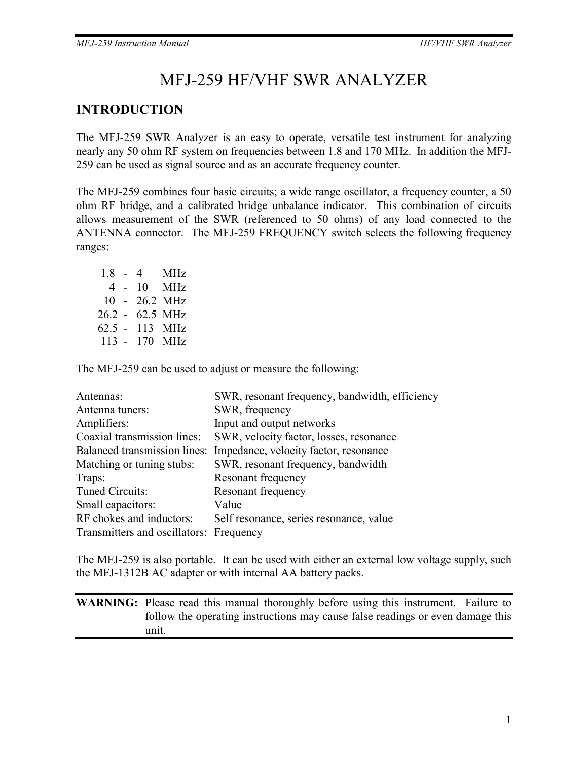# MFJ-259 HF/VHF SWR ANALYZER

## INTRODUCTION

The MFJ-259 SWR Analyzer is an easy to operate, versatile test instrument for analyzing nearly any 50 ohm RF system on frequencies between 1.8 and 170 MHz. In addition the MFJ-259 can be used as signal source and as an accurate frequency counter.

The MFJ-259 combines four basic circuits; a wide range oscillator, a frequency counter, a 50 ohm RF bridge, and a calibrated bridge unbalance indicator. This combination of circuits allows measurement of the SWR (referenced to 50 ohms) of any load connected to the ANTENNA connector. The MFJ-259 FREQUENCY switch selects the following frequency ranges:

| | | | |
|---|---|---|---|
| 1.8 | - | 4 | MHz |
| 4 | - | 10 | MHz |
| 10 | - | 26.2 | MHz |
| 26.2 | - | 62.5 | MHz |
| 62.5 | - | 113 | MHz |
| 113 | - | 170 | MHz |

The MFJ-259 can be used to adjust or measure the following:

| | |
|---|---|
| Antennas: | SWR, resonant frequency, bandwidth, efficiency |
| Antenna tuners: | SWR, frequency |
| Amplifiers: | Input and output networks |
| Coaxial transmission lines: | SWR, velocity factor, losses, resonance |
| Balanced transmission lines: | Impedance, velocity factor, resonance |
| Matching or tuning stubs: | SWR, resonant frequency, bandwidth |
| Traps: | Resonant frequency |
| Tuned Circuits: | Resonant frequency |
| Small capacitors: | Value |
| RF chokes and inductors: | Self resonance, series resonance, value |
| Transmitters and oscillators: | Frequency |

The MFJ-259 is also portable. It can be used with either an external low voltage supply, such the MFJ-1312B AC adapter or with internal AA battery packs.

**WARNING:** Please read this manual thoroughly before using this instrument. Failure to follow the operating instructions may cause false readings or even damage this unit.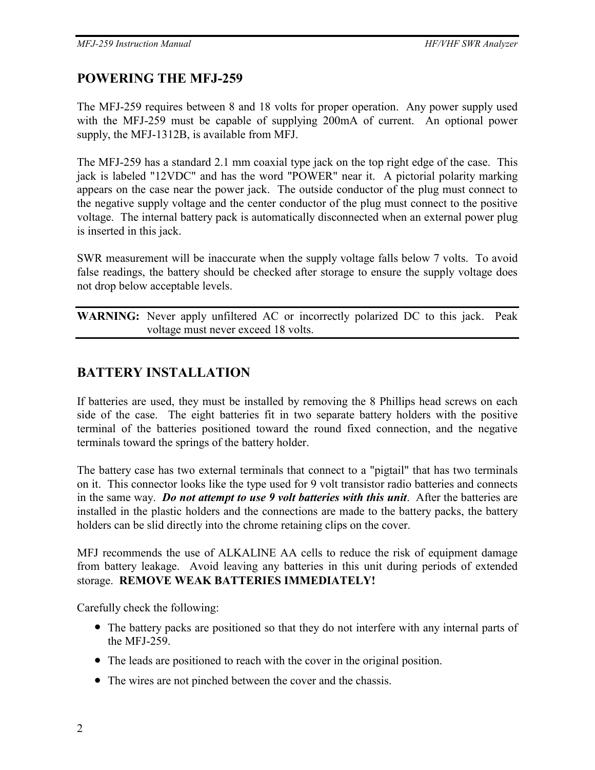## POWERING THE MFJ-259

The MFJ-259 requires between 8 and 18 volts for proper operation. Any power supply used with the MFJ-259 must be capable of supplying 200mA of current. An optional power supply, the MFJ-1312B, is available from MFJ.

The MFJ-259 has a standard 2.1 mm coaxial type jack on the top right edge of the case. This jack is labeled "12VDC" and has the word "POWER" near it. A pictorial polarity marking appears on the case near the power jack. The outside conductor of the plug must connect to the negative supply voltage and the center conductor of the plug must connect to the positive voltage. The internal battery pack is automatically disconnected when an external power plug is inserted in this jack.

SWR measurement will be inaccurate when the supply voltage falls below 7 volts. To avoid false readings, the battery should be checked after storage to ensure the supply voltage does not drop below acceptable levels.

---

**WARNING:** Never apply unfiltered AC or incorrectly polarized DC to this jack. Peak voltage must never exceed 18 volts.

---

## BATTERY INSTALLATION

If batteries are used, they must be installed by removing the 8 Phillips head screws on each side of the case. The eight batteries fit in two separate battery holders with the positive terminal of the batteries positioned toward the round fixed connection, and the negative terminals toward the springs of the battery holder.

The battery case has two external terminals that connect to a "pigtail" that has two terminals on it. This connector looks like the type used for 9 volt transistor radio batteries and connects in the same way. ***Do not attempt to use 9 volt batteries with this unit***. After the batteries are installed in the plastic holders and the connections are made to the battery packs, the battery holders can be slid directly into the chrome retaining clips on the cover.

MFJ recommends the use of ALKALINE AA cells to reduce the risk of equipment damage from battery leakage. Avoid leaving any batteries in this unit during periods of extended storage. **REMOVE WEAK BATTERIES IMMEDIATELY!**

Carefully check the following:

- The battery packs are positioned so that they do not interfere with any internal parts of the MFJ-259.
- The leads are positioned to reach with the cover in the original position.
- The wires are not pinched between the cover and the chassis.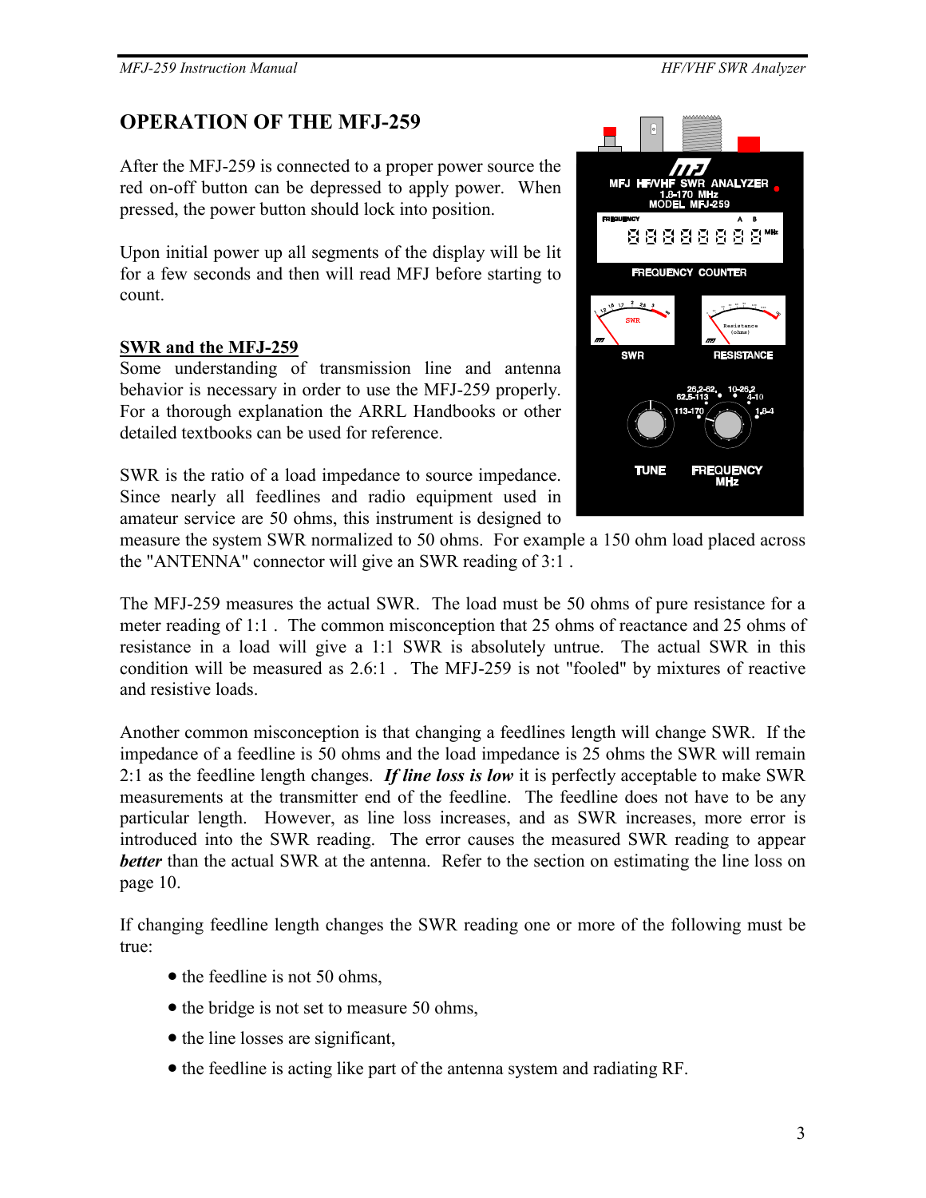# OPERATION OF THE MFJ-259

After the MFJ-259 is connected to a proper power source the red on-off button can be depressed to apply power. When pressed, the power button should lock into position.

Upon initial power up all segments of the display will be lit for a few seconds and then will read MFJ before starting to count.

## SWR and the MFJ-259

Some understanding of transmission line and antenna behavior is necessary in order to use the MFJ-259 properly. For a thorough explanation the ARRL Handbooks or other detailed textbooks can be used for reference.

SWR is the ratio of a load impedance to source impedance. Since nearly all feedlines and radio equipment used in amateur service are 50 ohms, this instrument is designed to measure the system SWR normalized to 50 ohms. For example a 150 ohm load placed across the "ANTENNA" connector will give an SWR reading of 3:1 .

The MFJ-259 measures the actual SWR. The load must be 50 ohms of pure resistance for a meter reading of 1:1 . The common misconception that 25 ohms of reactance and 25 ohms of resistance in a load will give a 1:1 SWR is absolutely untrue. The actual SWR in this condition will be measured as 2.6:1 . The MFJ-259 is not "fooled" by mixtures of reactive and resistive loads.

Another common misconception is that changing a feedlines length will change SWR. If the impedance of a feedline is 50 ohms and the load impedance is 25 ohms the SWR will remain 2:1 as the feedline length changes. ***If line loss is low*** it is perfectly acceptable to make SWR measurements at the transmitter end of the feedline. The feedline does not have to be any particular length. However, as line loss increases, and as SWR increases, more error is introduced into the SWR reading. The error causes the measured SWR reading to appear ***better*** than the actual SWR at the antenna. Refer to the section on estimating the line loss on page 10.

If changing feedline length changes the SWR reading one or more of the following must be true:

- the feedline is not 50 ohms,
- the bridge is not set to measure 50 ohms,
- the line losses are significant,
- the feedline is acting like part of the antenna system and radiating RF.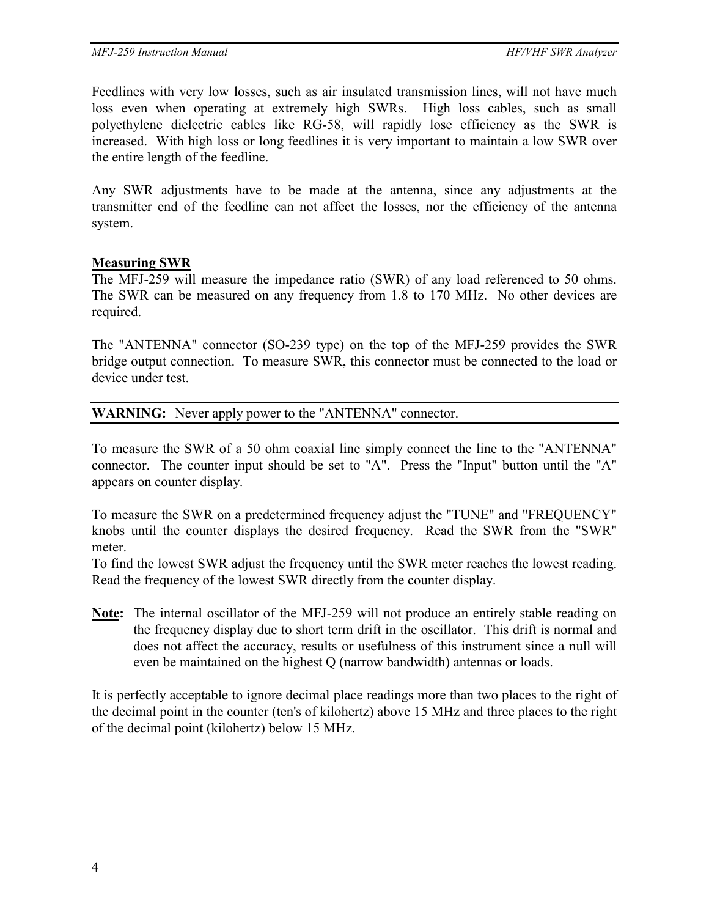Feedlines with very low losses, such as air insulated transmission lines, will not have much loss even when operating at extremely high SWRs.  High loss cables, such as small polyethylene dielectric cables like RG-58, will rapidly lose efficiency as the SWR is increased.  With high loss or long feedlines it is very important to maintain a low SWR over the entire length of the feedline.

Any SWR adjustments have to be made at the antenna, since any adjustments at the transmitter end of the feedline can not affect the losses, nor the efficiency of the antenna system.

**Measuring SWR**

The MFJ-259 will measure the impedance ratio (SWR) of any load referenced to 50 ohms.  The SWR can be measured on any frequency from 1.8 to 170 MHz.  No other devices are required.

The "ANTENNA" connector (SO-239 type) on the top of the MFJ-259 provides the SWR bridge output connection.  To measure SWR, this connector must be connected to the load or device under test.

---

**WARNING:** Never apply power to the "ANTENNA" connector.

---

To measure the SWR of a 50 ohm coaxial line simply connect the line to the "ANTENNA" connector.  The counter input should be set to "A".  Press the "Input" button until the "A" appears on counter display.

To measure the SWR on a predetermined frequency adjust the "TUNE" and "FREQUENCY" knobs until the counter displays the desired frequency.  Read the SWR from the "SWR" meter.
To find the lowest SWR adjust the frequency until the SWR meter reaches the lowest reading.  Read the frequency of the lowest SWR directly from the counter display.

**Note:** The internal oscillator of the MFJ-259 will not produce an entirely stable reading on the frequency display due to short term drift in the oscillator.  This drift is normal and does not affect the accuracy, results or usefulness of this instrument since a null will even be maintained on the highest Q (narrow bandwidth) antennas or loads.

It is perfectly acceptable to ignore decimal place readings more than two places to the right of the decimal point in the counter (ten's of kilohertz) above 15 MHz and three places to the right of the decimal point (kilohertz) below 15 MHz.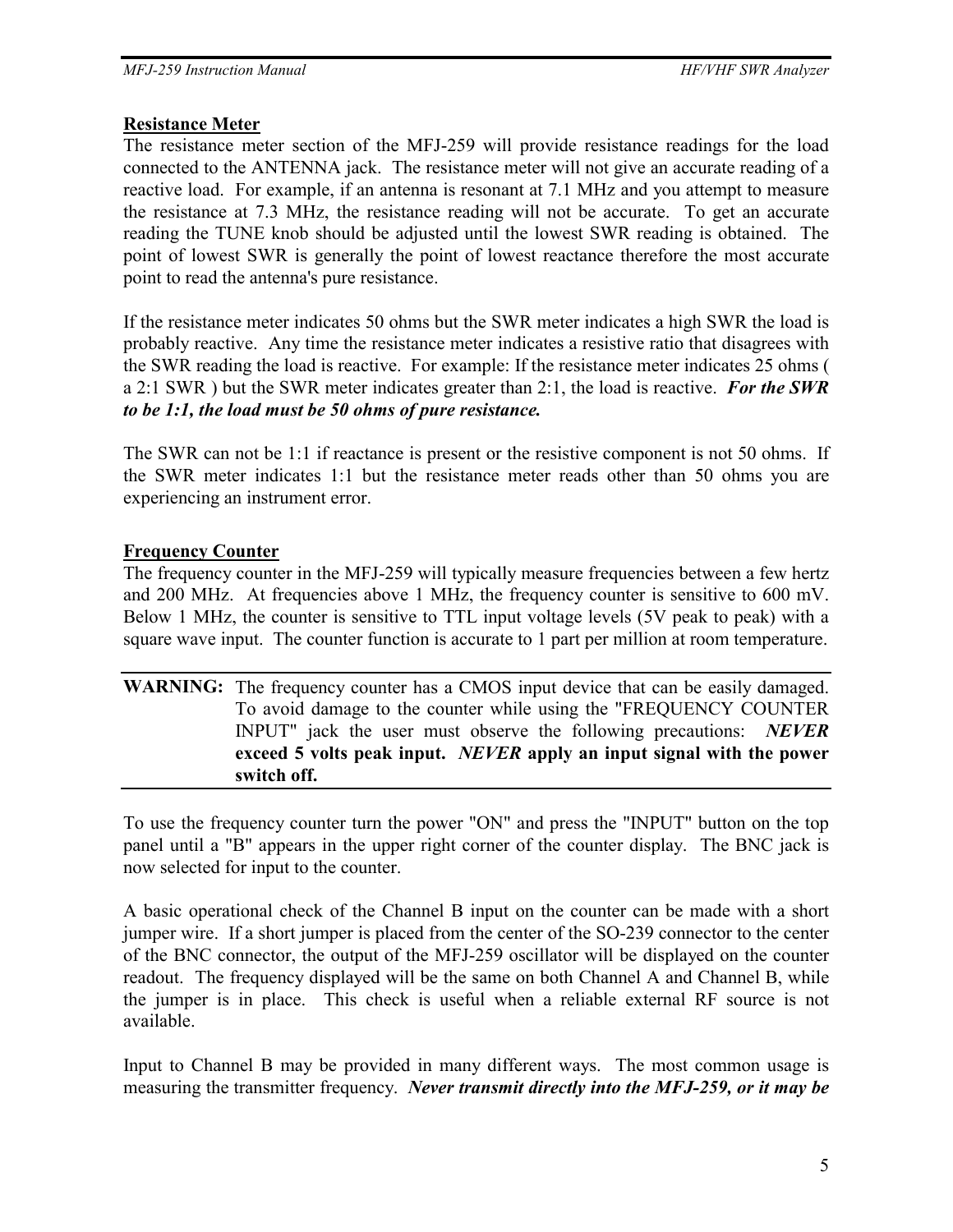## Resistance Meter

The resistance meter section of the MFJ-259 will provide resistance readings for the load connected to the ANTENNA jack. The resistance meter will not give an accurate reading of a reactive load. For example, if an antenna is resonant at 7.1 MHz and you attempt to measure the resistance at 7.3 MHz, the resistance reading will not be accurate. To get an accurate reading the TUNE knob should be adjusted until the lowest SWR reading is obtained. The point of lowest SWR is generally the point of lowest reactance therefore the most accurate point to read the antenna's pure resistance.

If the resistance meter indicates 50 ohms but the SWR meter indicates a high SWR the load is probably reactive. Any time the resistance meter indicates a resistive ratio that disagrees with the SWR reading the load is reactive. For example: If the resistance meter indicates 25 ohms ( a 2:1 SWR ) but the SWR meter indicates greater than 2:1, the load is reactive. ***For the SWR to be 1:1, the load must be 50 ohms of pure resistance.***

The SWR can not be 1:1 if reactance is present or the resistive component is not 50 ohms. If the SWR meter indicates 1:1 but the resistance meter reads other than 50 ohms you are experiencing an instrument error.

## Frequency Counter

The frequency counter in the MFJ-259 will typically measure frequencies between a few hertz and 200 MHz. At frequencies above 1 MHz, the frequency counter is sensitive to 600 mV. Below 1 MHz, the counter is sensitive to TTL input voltage levels (5V peak to peak) with a square wave input. The counter function is accurate to 1 part per million at room temperature.

---

**WARNING:** The frequency counter has a CMOS input device that can be easily damaged. To avoid damage to the counter while using the "FREQUENCY COUNTER INPUT" jack the user must observe the following precautions: ***NEVER*** **exceed 5 volts peak input.** ***NEVER*** **apply an input signal with the power switch off.**

---

To use the frequency counter turn the power "ON" and press the "INPUT" button on the top panel until a "B" appears in the upper right corner of the counter display. The BNC jack is now selected for input to the counter.

A basic operational check of the Channel B input on the counter can be made with a short jumper wire. If a short jumper is placed from the center of the SO-239 connector to the center of the BNC connector, the output of the MFJ-259 oscillator will be displayed on the counter readout. The frequency displayed will be the same on both Channel A and Channel B, while the jumper is in place. This check is useful when a reliable external RF source is not available.

Input to Channel B may be provided in many different ways. The most common usage is measuring the transmitter frequency. ***Never transmit directly into the MFJ-259, or it may be***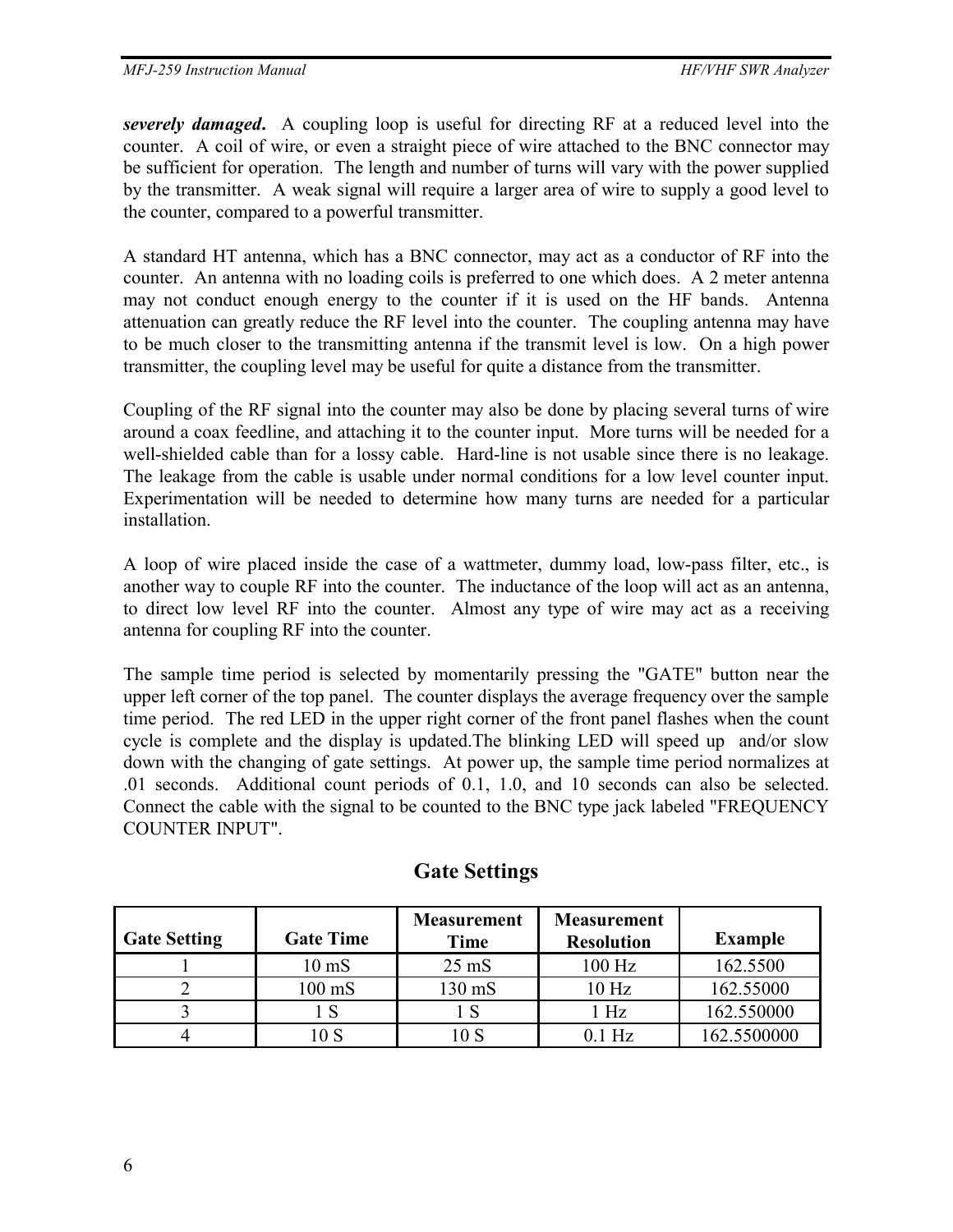***severely damaged***.  A coupling loop is useful for directing RF at a reduced level into the counter.  A coil of wire, or even a straight piece of wire attached to the BNC connector may be sufficient for operation.  The length and number of turns will vary with the power supplied by the transmitter.  A weak signal will require a larger area of wire to supply a good level to the counter, compared to a powerful transmitter.

A standard HT antenna, which has a BNC connector, may act as a conductor of RF into the counter.  An antenna with no loading coils is preferred to one which does.  A 2 meter antenna may not conduct enough energy to the counter if it is used on the HF bands.  Antenna attenuation can greatly reduce the RF level into the counter.  The coupling antenna may have to be much closer to the transmitting antenna if the transmit level is low.  On a high power transmitter, the coupling level may be useful for quite a distance from the transmitter.

Coupling of the RF signal into the counter may also be done by placing several turns of wire around a coax feedline, and attaching it to the counter input.  More turns will be needed for a well-shielded cable than for a lossy cable.  Hard-line is not usable since there is no leakage. The leakage from the cable is usable under normal conditions for a low level counter input. Experimentation will be needed to determine how many turns are needed for a particular installation.

A loop of wire placed inside the case of a wattmeter, dummy load, low-pass filter, etc., is another way to couple RF into the counter.  The inductance of the loop will act as an antenna, to direct low level RF into the counter.  Almost any type of wire may act as a receiving antenna for coupling RF into the counter.

The sample time period is selected by momentarily pressing the "GATE" button near the upper left corner of the top panel.  The counter displays the average frequency over the sample time period.  The red LED in the upper right corner of the front panel flashes when the count cycle is complete and the display is updated.The blinking LED will speed up  and/or slow down with the changing of gate settings.  At power up, the sample time period normalizes at .01 seconds.  Additional count periods of 0.1, 1.0, and 10 seconds can also be selected. Connect the cable with the signal to be counted to the BNC type jack labeled "FREQUENCY COUNTER INPUT".

## Gate Settings

| Gate Setting | Gate Time | Measurement Time | Measurement Resolution | Example |
|---|---|---|---|---|
| 1 | 10 mS | 25 mS | 100 Hz | 162.5500 |
| 2 | 100 mS | 130 mS | 10 Hz | 162.55000 |
| 3 | 1 S | 1 S | 1 Hz | 162.550000 |
| 4 | 10 S | 10 S | 0.1 Hz | 162.5500000 |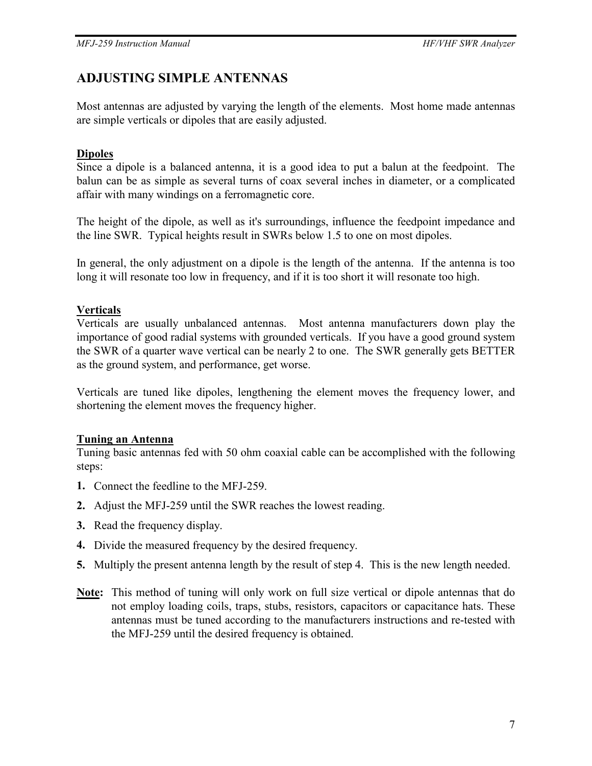## ADJUSTING SIMPLE ANTENNAS

Most antennas are adjusted by varying the length of the elements. Most home made antennas are simple verticals or dipoles that are easily adjusted.

**Dipoles**

Since a dipole is a balanced antenna, it is a good idea to put a balun at the feedpoint. The balun can be as simple as several turns of coax several inches in diameter, or a complicated affair with many windings on a ferromagnetic core.

The height of the dipole, as well as it's surroundings, influence the feedpoint impedance and the line SWR. Typical heights result in SWRs below 1.5 to one on most dipoles.

In general, the only adjustment on a dipole is the length of the antenna. If the antenna is too long it will resonate too low in frequency, and if it is too short it will resonate too high.

**Verticals**

Verticals are usually unbalanced antennas. Most antenna manufacturers down play the importance of good radial systems with grounded verticals. If you have a good ground system the SWR of a quarter wave vertical can be nearly 2 to one. The SWR generally gets BETTER as the ground system, and performance, get worse.

Verticals are tuned like dipoles, lengthening the element moves the frequency lower, and shortening the element moves the frequency higher.

**Tuning an Antenna**

Tuning basic antennas fed with 50 ohm coaxial cable can be accomplished with the following steps:

1. Connect the feedline to the MFJ-259.
2. Adjust the MFJ-259 until the SWR reaches the lowest reading.
3. Read the frequency display.
4. Divide the measured frequency by the desired frequency.
5. Multiply the present antenna length by the result of step 4. This is the new length needed.

**Note:** This method of tuning will only work on full size vertical or dipole antennas that do not employ loading coils, traps, stubs, resistors, capacitors or capacitance hats. These antennas must be tuned according to the manufacturers instructions and re-tested with the MFJ-259 until the desired frequency is obtained.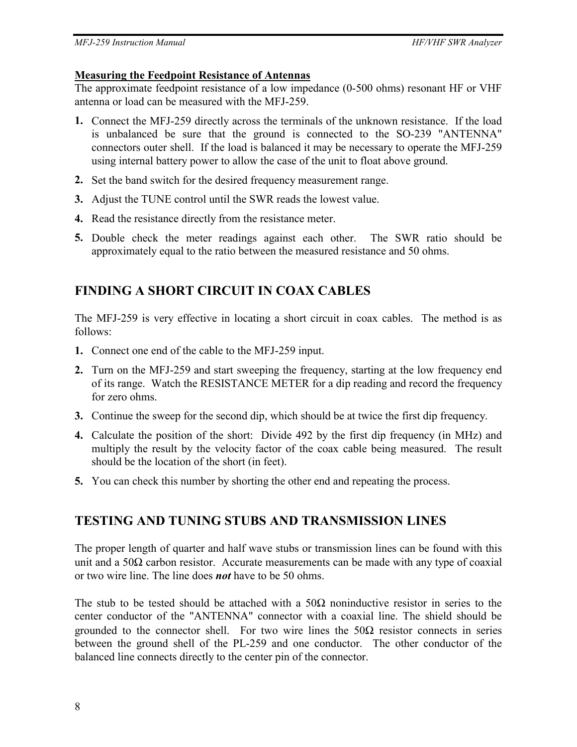**Measuring the Feedpoint Resistance of Antennas**

The approximate feedpoint resistance of a low impedance (0-500 ohms) resonant HF or VHF antenna or load can be measured with the MFJ-259.

1. Connect the MFJ-259 directly across the terminals of the unknown resistance. If the load is unbalanced be sure that the ground is connected to the SO-239 "ANTENNA" connectors outer shell. If the load is balanced it may be necessary to operate the MFJ-259 using internal battery power to allow the case of the unit to float above ground.
2. Set the band switch for the desired frequency measurement range.
3. Adjust the TUNE control until the SWR reads the lowest value.
4. Read the resistance directly from the resistance meter.
5. Double check the meter readings against each other. The SWR ratio should be approximately equal to the ratio between the measured resistance and 50 ohms.

## FINDING A SHORT CIRCUIT IN COAX CABLES

The MFJ-259 is very effective in locating a short circuit in coax cables. The method is as follows:

1. Connect one end of the cable to the MFJ-259 input.
2. Turn on the MFJ-259 and start sweeping the frequency, starting at the low frequency end of its range. Watch the RESISTANCE METER for a dip reading and record the frequency for zero ohms.
3. Continue the sweep for the second dip, which should be at twice the first dip frequency.
4. Calculate the position of the short: Divide 492 by the first dip frequency (in MHz) and multiply the result by the velocity factor of the coax cable being measured. The result should be the location of the short (in feet).
5. You can check this number by shorting the other end and repeating the process.

## TESTING AND TUNING STUBS AND TRANSMISSION LINES

The proper length of quarter and half wave stubs or transmission lines can be found with this unit and a 50Ω carbon resistor. Accurate measurements can be made with any type of coaxial or two wire line. The line does ***not*** have to be 50 ohms.

The stub to be tested should be attached with a 50Ω noninductive resistor in series to the center conductor of the "ANTENNA" connector with a coaxial line. The shield should be grounded to the connector shell. For two wire lines the 50Ω resistor connects in series between the ground shell of the PL-259 and one conductor. The other conductor of the balanced line connects directly to the center pin of the connector.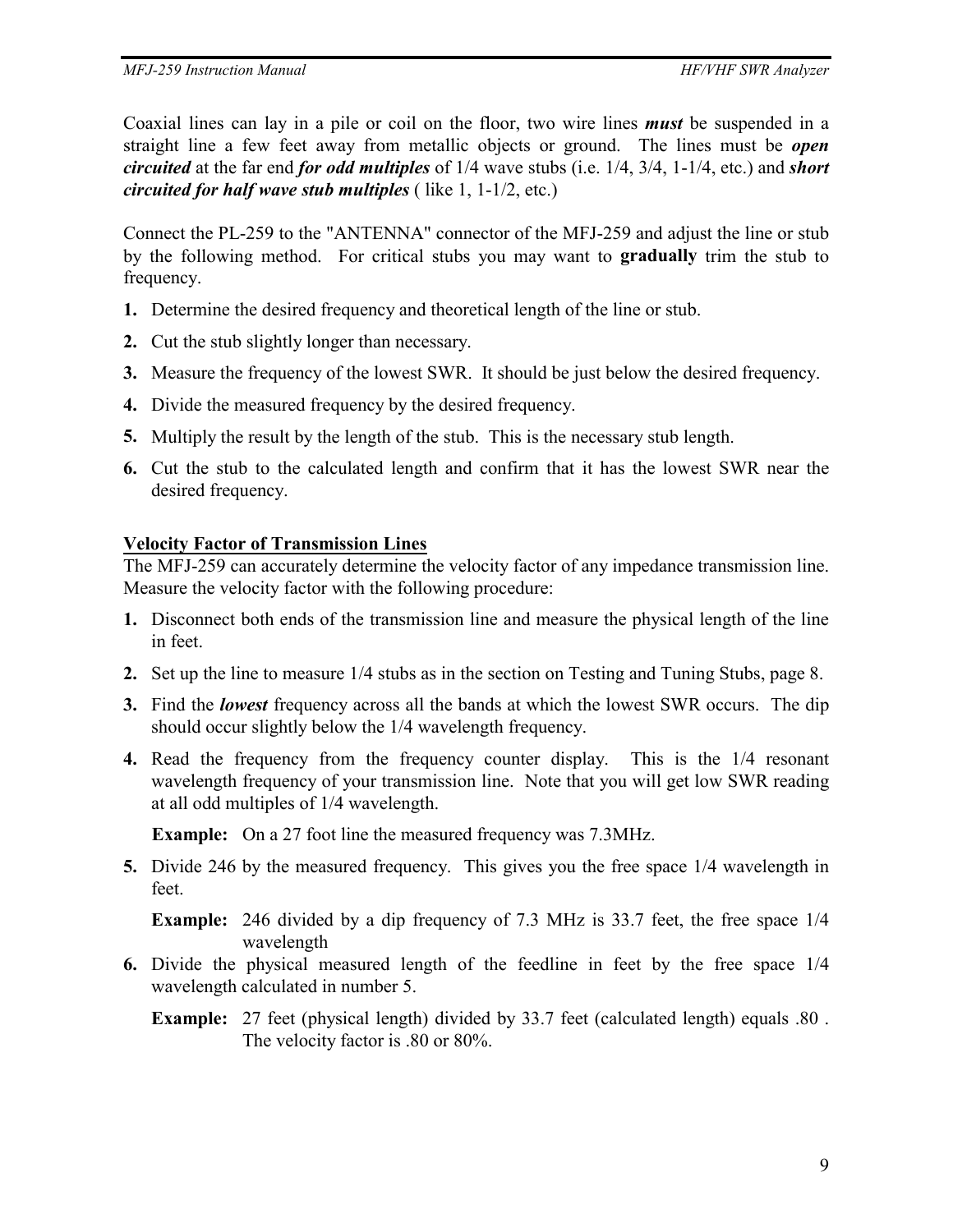Coaxial lines can lay in a pile or coil on the floor, two wire lines ***must*** be suspended in a straight line a few feet away from metallic objects or ground. The lines must be ***open circuited*** at the far end ***for odd multiples*** of 1/4 wave stubs (i.e. 1/4, 3/4, 1-1/4, etc.) and ***short circuited for half wave stub multiples*** ( like 1, 1-1/2, etc.)

Connect the PL-259 to the "ANTENNA" connector of the MFJ-259 and adjust the line or stub by the following method. For critical stubs you may want to **gradually** trim the stub to frequency.

1. Determine the desired frequency and theoretical length of the line or stub.
2. Cut the stub slightly longer than necessary.
3. Measure the frequency of the lowest SWR. It should be just below the desired frequency.
4. Divide the measured frequency by the desired frequency.
5. Multiply the result by the length of the stub. This is the necessary stub length.
6. Cut the stub to the calculated length and confirm that it has the lowest SWR near the desired frequency.

## Velocity Factor of Transmission Lines

The MFJ-259 can accurately determine the velocity factor of any impedance transmission line. Measure the velocity factor with the following procedure:

1. Disconnect both ends of the transmission line and measure the physical length of the line in feet.
2. Set up the line to measure 1/4 stubs as in the section on Testing and Tuning Stubs, page 8.
3. Find the ***lowest*** frequency across all the bands at which the lowest SWR occurs. The dip should occur slightly below the 1/4 wavelength frequency.
4. Read the frequency from the frequency counter display. This is the 1/4 resonant wavelength frequency of your transmission line. Note that you will get low SWR reading at all odd multiples of 1/4 wavelength.

   **Example:** On a 27 foot line the measured frequency was 7.3MHz.

5. Divide 246 by the measured frequency. This gives you the free space 1/4 wavelength in feet.

   **Example:** 246 divided by a dip frequency of 7.3 MHz is 33.7 feet, the free space 1/4 wavelength

6. Divide the physical measured length of the feedline in feet by the free space 1/4 wavelength calculated in number 5.

   **Example:** 27 feet (physical length) divided by 33.7 feet (calculated length) equals .80 . The velocity factor is .80 or 80%.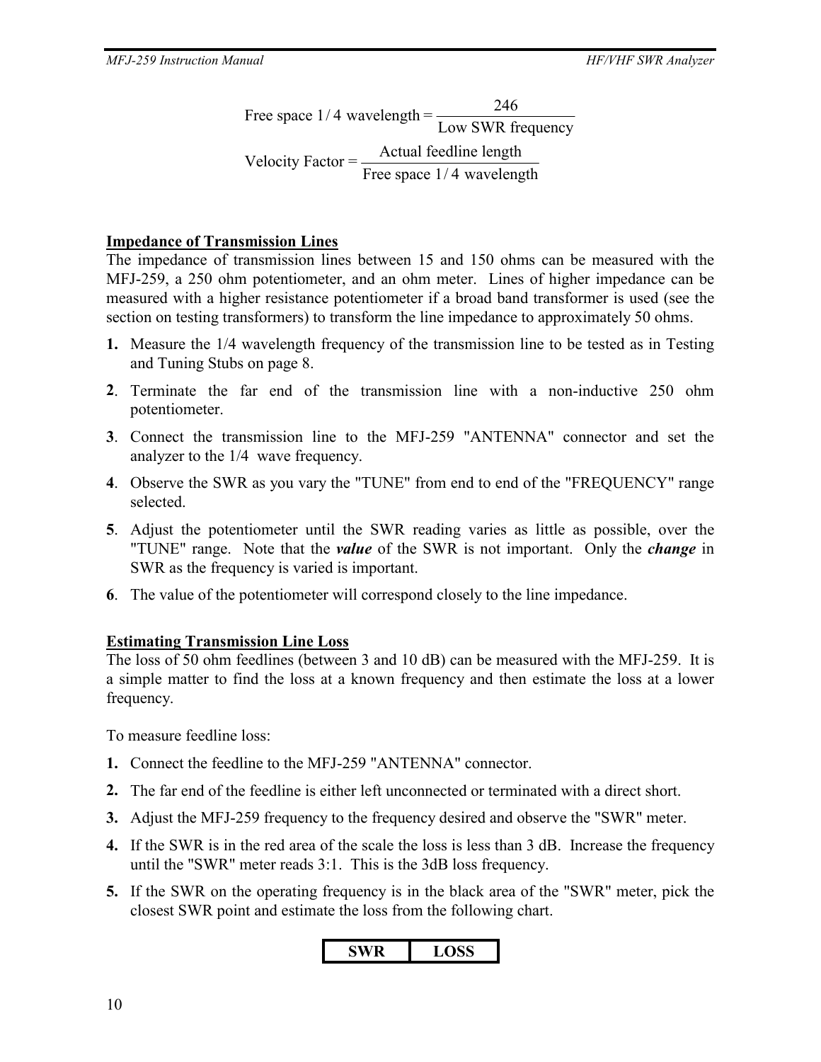$$\text{Free space } 1/4 \text{ wavelength} = \frac{246}{\text{Low SWR frequency}}$$

$$\text{Velocity Factor} = \frac{\text{Actual feedline length}}{\text{Free space } 1/4 \text{ wavelength}}$$

**Impedance of Transmission Lines**

The impedance of transmission lines between 15 and 150 ohms can be measured with the MFJ-259, a 250 ohm potentiometer, and an ohm meter. Lines of higher impedance can be measured with a higher resistance potentiometer if a broad band transformer is used (see the section on testing transformers) to transform the line impedance to approximately 50 ohms.

1. Measure the 1/4 wavelength frequency of the transmission line to be tested as in Testing and Tuning Stubs on page 8.
2. Terminate the far end of the transmission line with a non-inductive 250 ohm potentiometer.
3. Connect the transmission line to the MFJ-259 "ANTENNA" connector and set the analyzer to the 1/4 wave frequency.
4. Observe the SWR as you vary the "TUNE" from end to end of the "FREQUENCY" range selected.
5. Adjust the potentiometer until the SWR reading varies as little as possible, over the "TUNE" range. Note that the ***value*** of the SWR is not important. Only the ***change*** in SWR as the frequency is varied is important.
6. The value of the potentiometer will correspond closely to the line impedance.

**Estimating Transmission Line Loss**

The loss of 50 ohm feedlines (between 3 and 10 dB) can be measured with the MFJ-259. It is a simple matter to find the loss at a known frequency and then estimate the loss at a lower frequency.

To measure feedline loss:

1. Connect the feedline to the MFJ-259 "ANTENNA" connector.
2. The far end of the feedline is either left unconnected or terminated with a direct short.
3. Adjust the MFJ-259 frequency to the frequency desired and observe the "SWR" meter.
4. If the SWR is in the red area of the scale the loss is less than 3 dB. Increase the frequency until the "SWR" meter reads 3:1. This is the 3dB loss frequency.
5. If the SWR on the operating frequency is in the black area of the "SWR" meter, pick the closest SWR point and estimate the loss from the following chart.

| SWR | LOSS |
| --- | --- |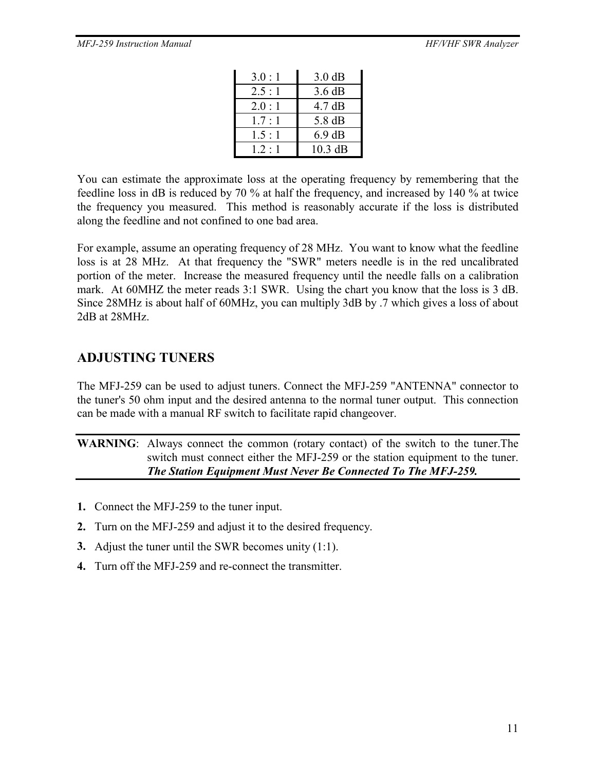| | |
|---|---|
| 3.0 : 1 | 3.0 dB |
| 2.5 : 1 | 3.6 dB |
| 2.0 : 1 | 4.7 dB |
| 1.7 : 1 | 5.8 dB |
| 1.5 : 1 | 6.9 dB |
| 1.2 : 1 | 10.3 dB |

You can estimate the approximate loss at the operating frequency by remembering that the feedline loss in dB is reduced by 70 % at half the frequency, and increased by 140 % at twice the frequency you measured. This method is reasonably accurate if the loss is distributed along the feedline and not confined to one bad area.

For example, assume an operating frequency of 28 MHz. You want to know what the feedline loss is at 28 MHz. At that frequency the "SWR" meters needle is in the red uncalibrated portion of the meter. Increase the measured frequency until the needle falls on a calibration mark. At 60MHZ the meter reads 3:1 SWR. Using the chart you know that the loss is 3 dB. Since 28MHz is about half of 60MHz, you can multiply 3dB by .7 which gives a loss of about 2dB at 28MHz.

## ADJUSTING TUNERS

The MFJ-259 can be used to adjust tuners. Connect the MFJ-259 "ANTENNA" connector to the tuner's 50 ohm input and the desired antenna to the normal tuner output. This connection can be made with a manual RF switch to facilitate rapid changeover.

---

**WARNING**: Always connect the common (rotary contact) of the switch to the tuner.The switch must connect either the MFJ-259 or the station equipment to the tuner. ***The Station Equipment Must Never Be Connected To The MFJ-259.***

---

1. Connect the MFJ-259 to the tuner input.
2. Turn on the MFJ-259 and adjust it to the desired frequency.
3. Adjust the tuner until the SWR becomes unity (1:1).
4. Turn off the MFJ-259 and re-connect the transmitter.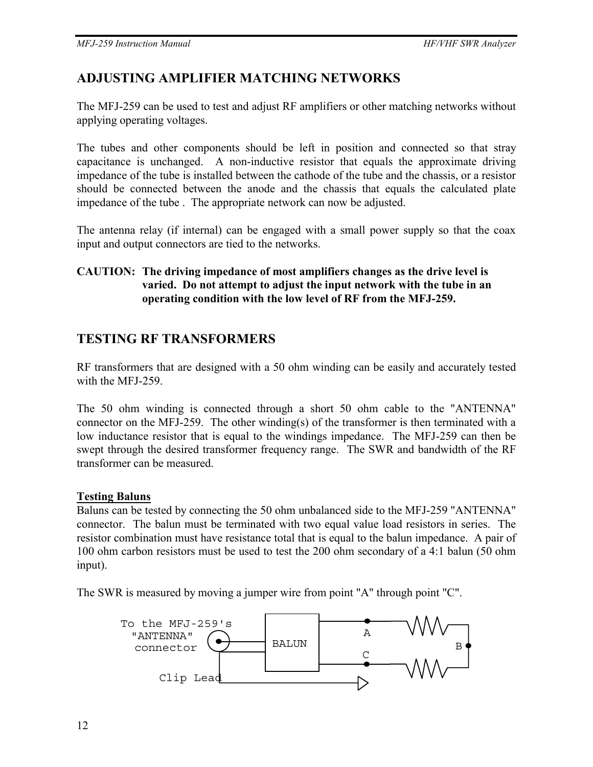## ADJUSTING AMPLIFIER MATCHING NETWORKS

The MFJ-259 can be used to test and adjust RF amplifiers or other matching networks without applying operating voltages.

The tubes and other components should be left in position and connected so that stray capacitance is unchanged. A non-inductive resistor that equals the approximate driving impedance of the tube is installed between the cathode of the tube and the chassis, or a resistor should be connected between the anode and the chassis that equals the calculated plate impedance of the tube . The appropriate network can now be adjusted.

The antenna relay (if internal) can be engaged with a small power supply so that the coax input and output connectors are tied to the networks.

**CAUTION: The driving impedance of most amplifiers changes as the drive level is varied. Do not attempt to adjust the input network with the tube in an operating condition with the low level of RF from the MFJ-259.**

## TESTING RF TRANSFORMERS

RF transformers that are designed with a 50 ohm winding can be easily and accurately tested with the MFJ-259.

The 50 ohm winding is connected through a short 50 ohm cable to the "ANTENNA" connector on the MFJ-259. The other winding(s) of the transformer is then terminated with a low inductance resistor that is equal to the windings impedance. The MFJ-259 can then be swept through the desired transformer frequency range. The SWR and bandwidth of the RF transformer can be measured.

### Testing Baluns

Baluns can be tested by connecting the 50 ohm unbalanced side to the MFJ-259 "ANTENNA" connector. The balun must be terminated with two equal value load resistors in series. The resistor combination must have resistance total that is equal to the balun impedance. A pair of 100 ohm carbon resistors must be used to test the 200 ohm secondary of a 4:1 balun (50 ohm input).

The SWR is measured by moving a jumper wire from point "A" through point "C".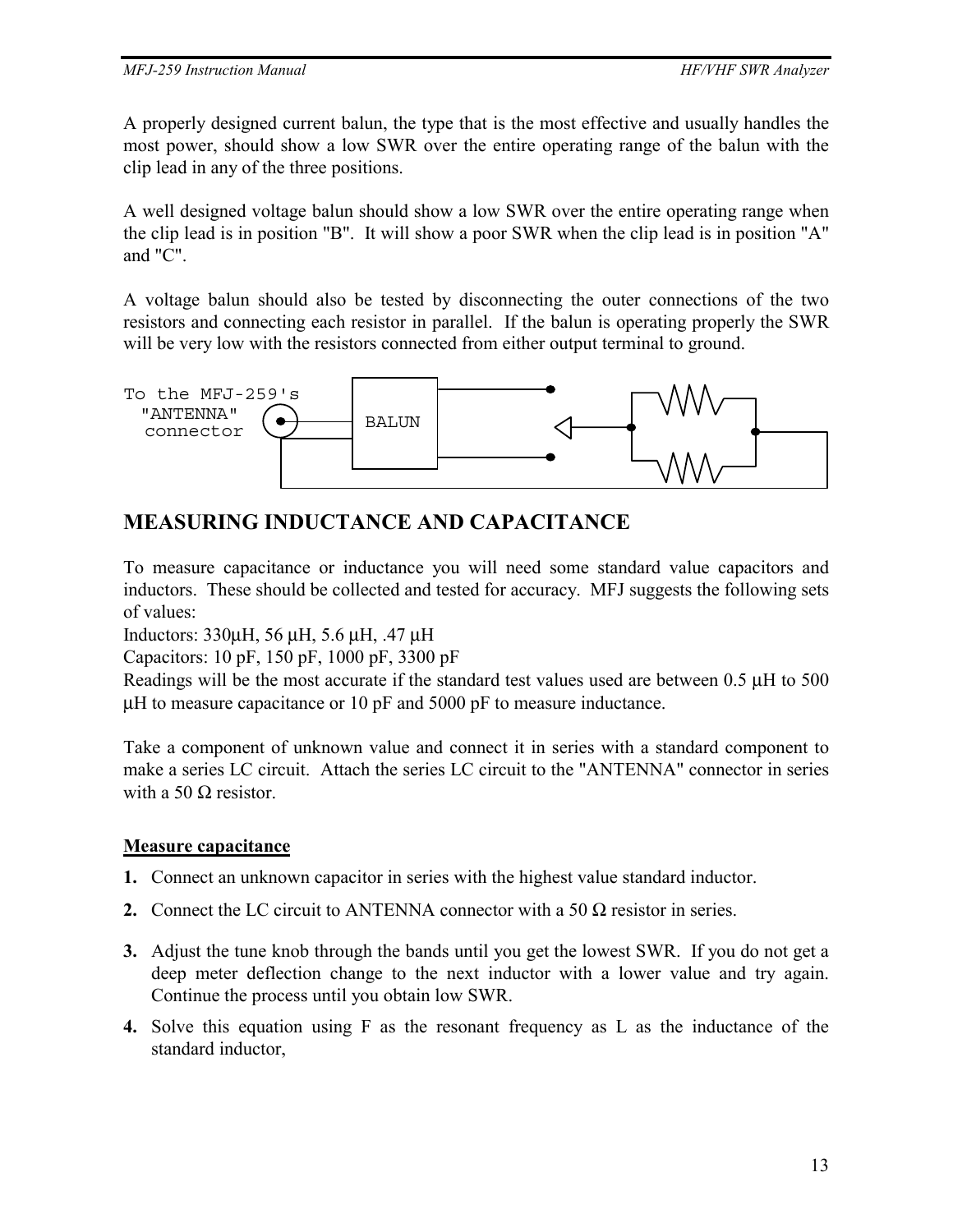A properly designed current balun, the type that is the most effective and usually handles the most power, should show a low SWR over the entire operating range of the balun with the clip lead in any of the three positions.

A well designed voltage balun should show a low SWR over the entire operating range when the clip lead is in position "B". It will show a poor SWR when the clip lead is in position "A" and "C".

A voltage balun should also be tested by disconnecting the outer connections of the two resistors and connecting each resistor in parallel. If the balun is operating properly the SWR will be very low with the resistors connected from either output terminal to ground.

To the MFJ-259's "ANTENNA" connector

BALUN

## MEASURING INDUCTANCE AND CAPACITANCE

To measure capacitance or inductance you will need some standard value capacitors and inductors. These should be collected and tested for accuracy. MFJ suggests the following sets of values:

Inductors: 330µH, 56 µH, 5.6 µH, .47 µH

Capacitors: 10 pF, 150 pF, 1000 pF, 3300 pF

Readings will be the most accurate if the standard test values used are between 0.5 µH to 500 µH to measure capacitance or 10 pF and 5000 pF to measure inductance.

Take a component of unknown value and connect it in series with a standard component to make a series LC circuit. Attach the series LC circuit to the "ANTENNA" connector in series with a 50 Ω resistor.

**Measure capacitance**

1. Connect an unknown capacitor in series with the highest value standard inductor.
2. Connect the LC circuit to ANTENNA connector with a 50 Ω resistor in series.
3. Adjust the tune knob through the bands until you get the lowest SWR. If you do not get a deep meter deflection change to the next inductor with a lower value and try again. Continue the process until you obtain low SWR.
4. Solve this equation using F as the resonant frequency as L as the inductance of the standard inductor,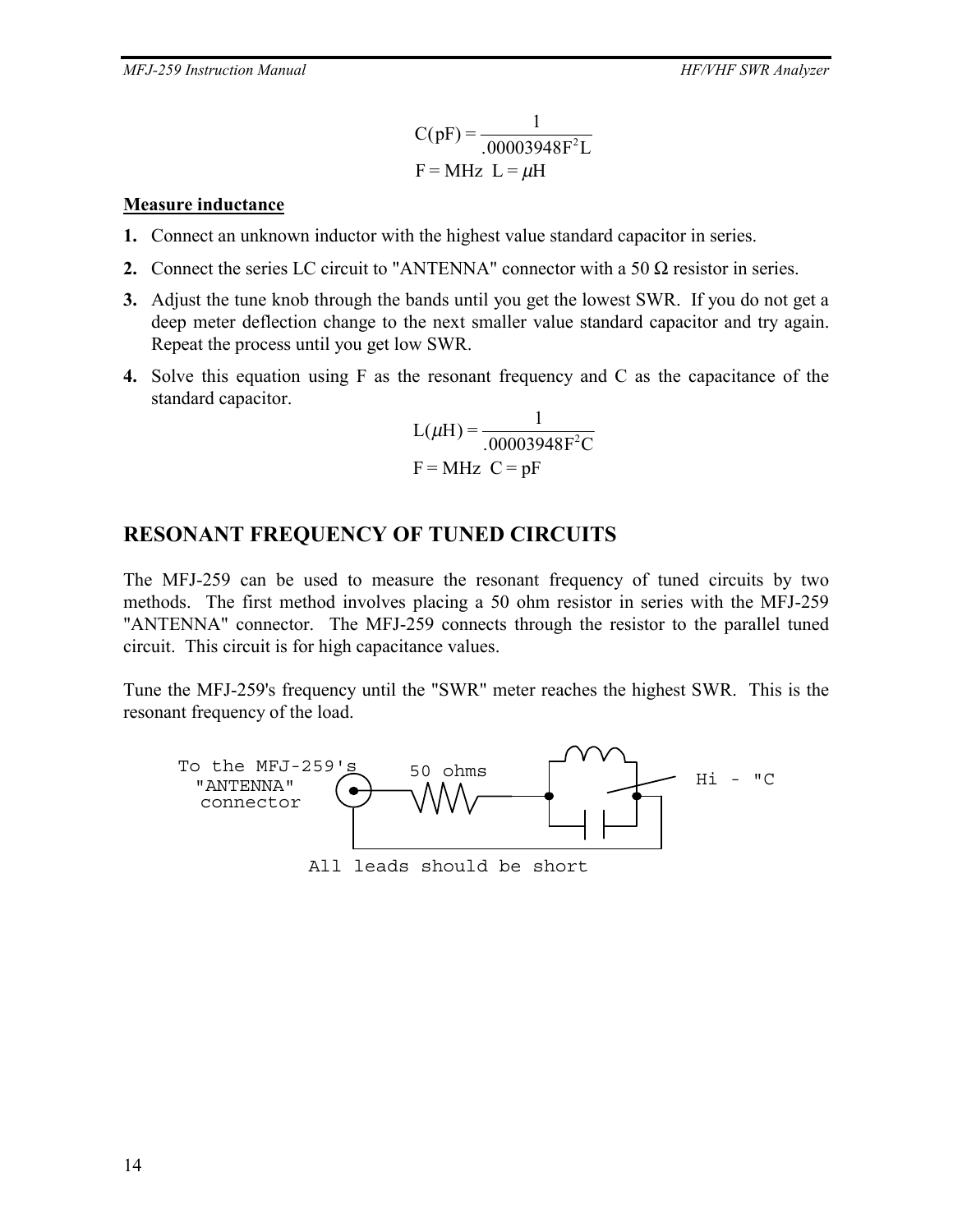$$C(pF) = \frac{1}{.00003948F^2L}$$

$$F = MHz \quad L = \mu H$$

**Measure inductance**

1. Connect an unknown inductor with the highest value standard capacitor in series.
2. Connect the series LC circuit to "ANTENNA" connector with a 50 Ω resistor in series.
3. Adjust the tune knob through the bands until you get the lowest SWR. If you do not get a deep meter deflection change to the next smaller value standard capacitor and try again. Repeat the process until you get low SWR.
4. Solve this equation using F as the resonant frequency and C as the capacitance of the standard capacitor.

$$L(\mu H) = \frac{1}{.00003948F^2C}$$

$$F = MHz \quad C = pF$$

## RESONANT FREQUENCY OF TUNED CIRCUITS

The MFJ-259 can be used to measure the resonant frequency of tuned circuits by two methods. The first method involves placing a 50 ohm resistor in series with the MFJ-259 "ANTENNA" connector. The MFJ-259 connects through the resistor to the parallel tuned circuit. This circuit is for high capacitance values.

Tune the MFJ-259's frequency until the "SWR" meter reaches the highest SWR. This is the resonant frequency of the load.

To the MFJ-259's "ANTENNA" connector

50 ohms

Hi - "C

All leads should be short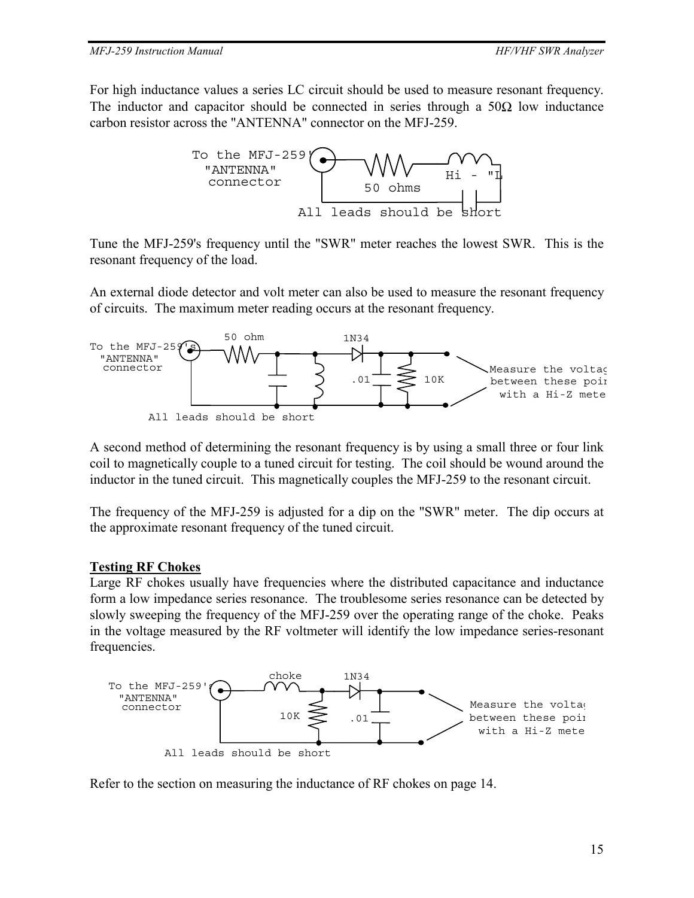For high inductance values a series LC circuit should be used to measure resonant frequency. The inductor and capacitor should be connected in series through a 50Ω low inductance carbon resistor across the "ANTENNA" connector on the MFJ-259.

To the MFJ-259's "ANTENNA" connector

50 ohms

Hi - "L"

All leads should be short

Tune the MFJ-259's frequency until the "SWR" meter reaches the lowest SWR. This is the resonant frequency of the load.

An external diode detector and volt meter can also be used to measure the resonant frequency of circuits. The maximum meter reading occurs at the resonant frequency.

To the MFJ-259's "ANTENNA" connector

50 ohm

1N34

.01

10K

Measure the voltage between these points with a Hi-Z meter

All leads should be short

A second method of determining the resonant frequency is by using a small three or four link coil to magnetically couple to a tuned circuit for testing. The coil should be wound around the inductor in the tuned circuit. This magnetically couples the MFJ-259 to the resonant circuit.

The frequency of the MFJ-259 is adjusted for a dip on the "SWR" meter. The dip occurs at the approximate resonant frequency of the tuned circuit.

## Testing RF Chokes

Large RF chokes usually have frequencies where the distributed capacitance and inductance form a low impedance series resonance. The troublesome series resonance can be detected by slowly sweeping the frequency of the MFJ-259 over the operating range of the choke. Peaks in the voltage measured by the RF voltmeter will identify the low impedance series-resonant frequencies.

To the MFJ-259's "ANTENNA" connector

choke

1N34

10K

.01

Measure the voltage between these points with a Hi-Z meter

All leads should be short

Refer to the section on measuring the inductance of RF chokes on page 14.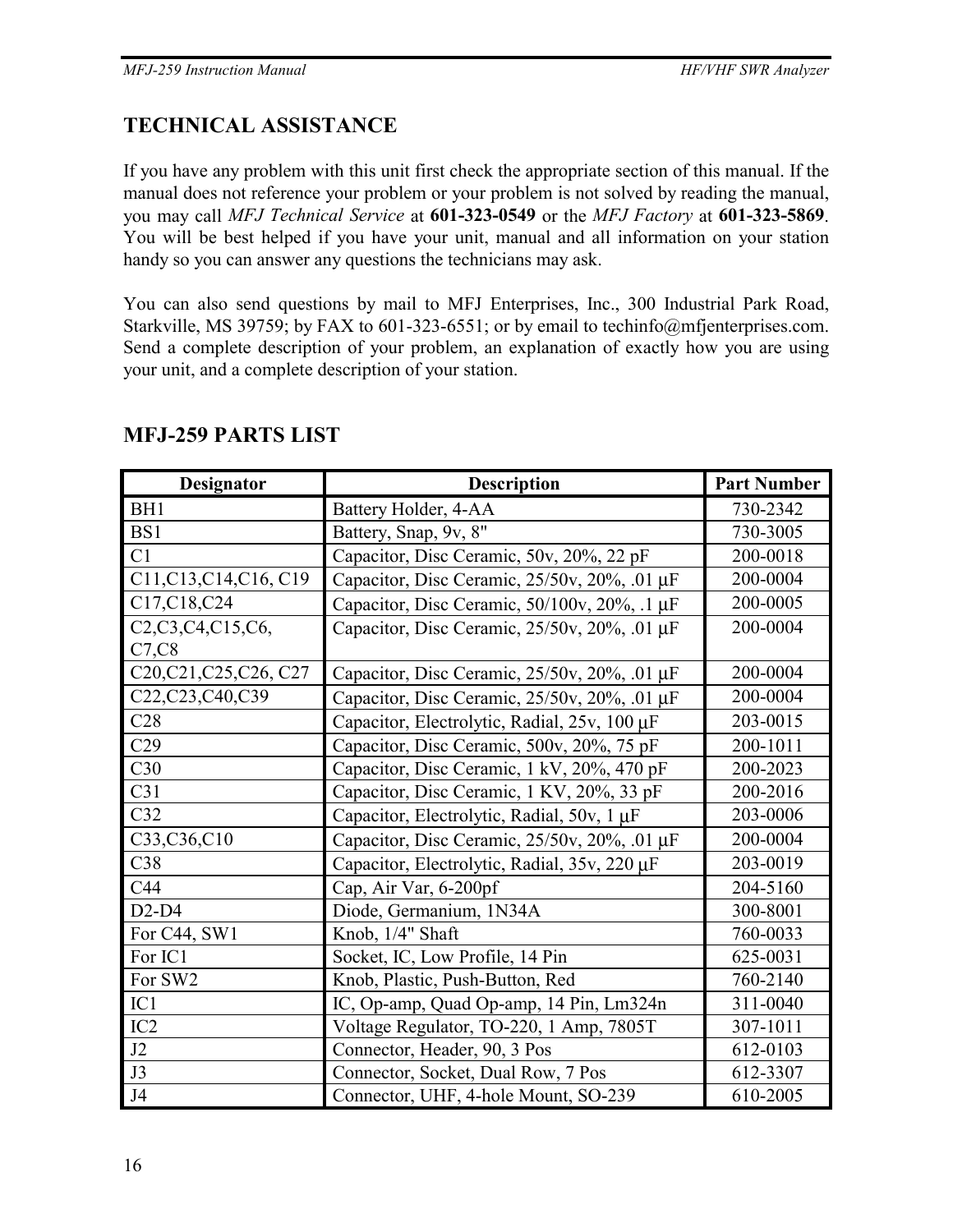## TECHNICAL ASSISTANCE

If you have any problem with this unit first check the appropriate section of this manual. If the manual does not reference your problem or your problem is not solved by reading the manual, you may call *MFJ Technical Service* at **601-323-0549** or the *MFJ Factory* at **601-323-5869**. You will be best helped if you have your unit, manual and all information on your station handy so you can answer any questions the technicians may ask.

You can also send questions by mail to MFJ Enterprises, Inc., 300 Industrial Park Road, Starkville, MS 39759; by FAX to 601-323-6551; or by email to techinfo@mfjenterprises.com. Send a complete description of your problem, an explanation of exactly how you are using your unit, and a complete description of your station.

## MFJ-259 PARTS LIST

| Designator | Description | Part Number |
|---|---|---|
| BH1 | Battery Holder, 4-AA | 730-2342 |
| BS1 | Battery, Snap, 9v, 8" | 730-3005 |
| C1 | Capacitor, Disc Ceramic, 50v, 20%, 22 pF | 200-0018 |
| C11,C13,C14,C16, C19 | Capacitor, Disc Ceramic, 25/50v, 20%, .01 µF | 200-0004 |
| C17,C18,C24 | Capacitor, Disc Ceramic, 50/100v, 20%, .1 µF | 200-0005 |
| C2,C3,C4,C15,C6, C7,C8 | Capacitor, Disc Ceramic, 25/50v, 20%, .01 µF | 200-0004 |
| C20,C21,C25,C26, C27 | Capacitor, Disc Ceramic, 25/50v, 20%, .01 µF | 200-0004 |
| C22,C23,C40,C39 | Capacitor, Disc Ceramic, 25/50v, 20%, .01 µF | 200-0004 |
| C28 | Capacitor, Electrolytic, Radial, 25v, 100 µF | 203-0015 |
| C29 | Capacitor, Disc Ceramic, 500v, 20%, 75 pF | 200-1011 |
| C30 | Capacitor, Disc Ceramic, 1 kV, 20%, 470 pF | 200-2023 |
| C31 | Capacitor, Disc Ceramic, 1 KV, 20%, 33 pF | 200-2016 |
| C32 | Capacitor, Electrolytic, Radial, 50v, 1 µF | 203-0006 |
| C33,C36,C10 | Capacitor, Disc Ceramic, 25/50v, 20%, .01 µF | 200-0004 |
| C38 | Capacitor, Electrolytic, Radial, 35v, 220 µF | 203-0019 |
| C44 | Cap, Air Var, 6-200pf | 204-5160 |
| D2-D4 | Diode, Germanium, 1N34A | 300-8001 |
| For C44, SW1 | Knob, 1/4" Shaft | 760-0033 |
| For IC1 | Socket, IC, Low Profile, 14 Pin | 625-0031 |
| For SW2 | Knob, Plastic, Push-Button, Red | 760-2140 |
| IC1 | IC, Op-amp, Quad Op-amp, 14 Pin, Lm324n | 311-0040 |
| IC2 | Voltage Regulator, TO-220, 1 Amp, 7805T | 307-1011 |
| J2 | Connector, Header, 90, 3 Pos | 612-0103 |
| J3 | Connector, Socket, Dual Row, 7 Pos | 612-3307 |
| J4 | Connector, UHF, 4-hole Mount, SO-239 | 610-2005 |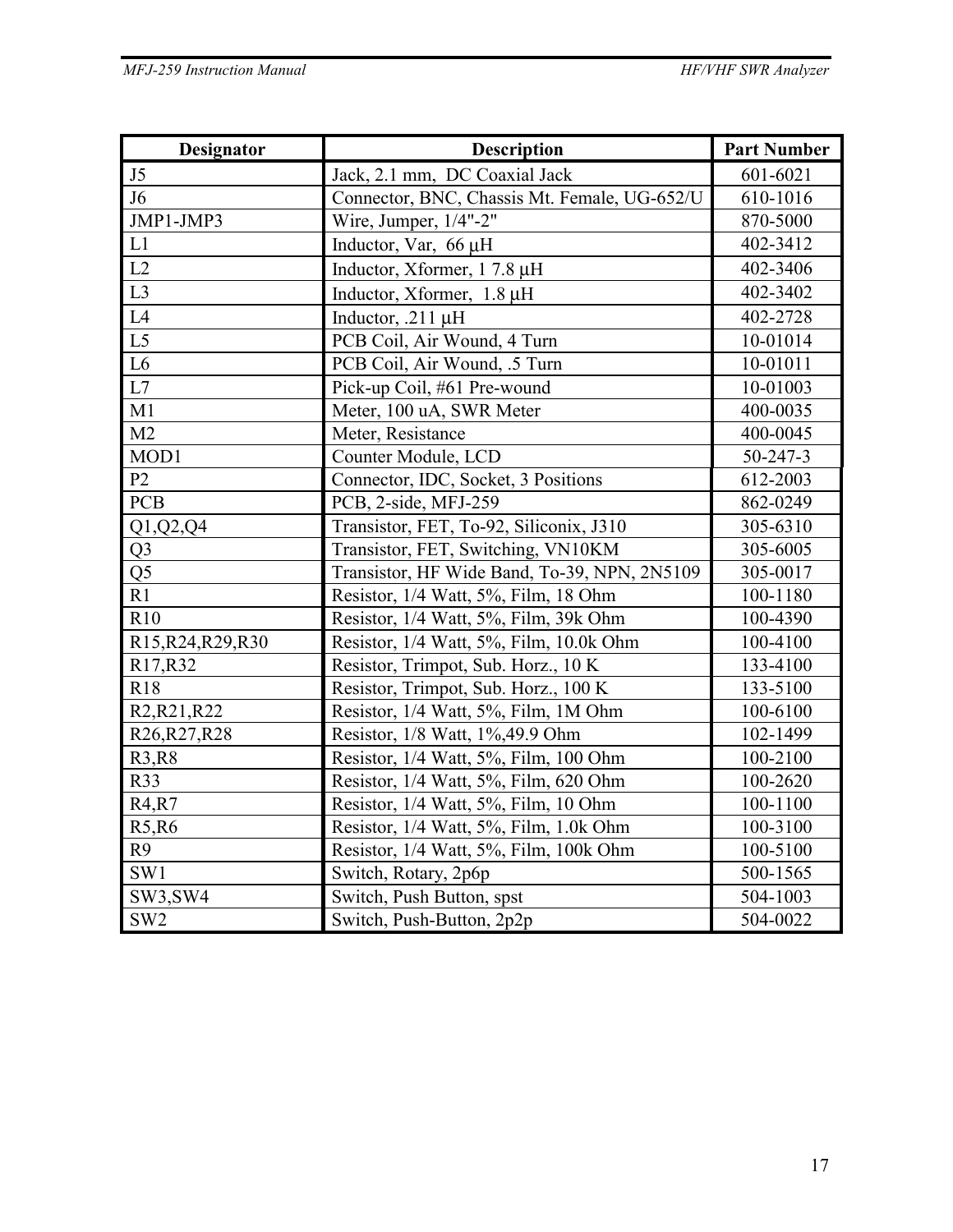| Designator | Description | Part Number |
|---|---|---|
| J5 | Jack, 2.1 mm, DC Coaxial Jack | 601-6021 |
| J6 | Connector, BNC, Chassis Mt. Female, UG-652/U | 610-1016 |
| JMP1-JMP3 | Wire, Jumper, 1/4"-2" | 870-5000 |
| L1 | Inductor, Var, 66 µH | 402-3412 |
| L2 | Inductor, Xformer, 1 7.8 µH | 402-3406 |
| L3 | Inductor, Xformer, 1.8 µH | 402-3402 |
| L4 | Inductor, .211 µH | 402-2728 |
| L5 | PCB Coil, Air Wound, 4 Turn | 10-01014 |
| L6 | PCB Coil, Air Wound, .5 Turn | 10-01011 |
| L7 | Pick-up Coil, #61 Pre-wound | 10-01003 |
| M1 | Meter, 100 uA, SWR Meter | 400-0035 |
| M2 | Meter, Resistance | 400-0045 |
| MOD1 | Counter Module, LCD | 50-247-3 |
| P2 | Connector, IDC, Socket, 3 Positions | 612-2003 |
| PCB | PCB, 2-side, MFJ-259 | 862-0249 |
| Q1,Q2,Q4 | Transistor, FET, To-92, Siliconix, J310 | 305-6310 |
| Q3 | Transistor, FET, Switching, VN10KM | 305-6005 |
| Q5 | Transistor, HF Wide Band, To-39, NPN, 2N5109 | 305-0017 |
| R1 | Resistor, 1/4 Watt, 5%, Film, 18 Ohm | 100-1180 |
| R10 | Resistor, 1/4 Watt, 5%, Film, 39k Ohm | 100-4390 |
| R15,R24,R29,R30 | Resistor, 1/4 Watt, 5%, Film, 10.0k Ohm | 100-4100 |
| R17,R32 | Resistor, Trimpot, Sub. Horz., 10 K | 133-4100 |
| R18 | Resistor, Trimpot, Sub. Horz., 100 K | 133-5100 |
| R2,R21,R22 | Resistor, 1/4 Watt, 5%, Film, 1M Ohm | 100-6100 |
| R26,R27,R28 | Resistor, 1/8 Watt, 1%,49.9 Ohm | 102-1499 |
| R3,R8 | Resistor, 1/4 Watt, 5%, Film, 100 Ohm | 100-2100 |
| R33 | Resistor, 1/4 Watt, 5%, Film, 620 Ohm | 100-2620 |
| R4,R7 | Resistor, 1/4 Watt, 5%, Film, 10 Ohm | 100-1100 |
| R5,R6 | Resistor, 1/4 Watt, 5%, Film, 1.0k Ohm | 100-3100 |
| R9 | Resistor, 1/4 Watt, 5%, Film, 100k Ohm | 100-5100 |
| SW1 | Switch, Rotary, 2p6p | 500-1565 |
| SW3,SW4 | Switch, Push Button, spst | 504-1003 |
| SW2 | Switch, Push-Button, 2p2p | 504-0022 |